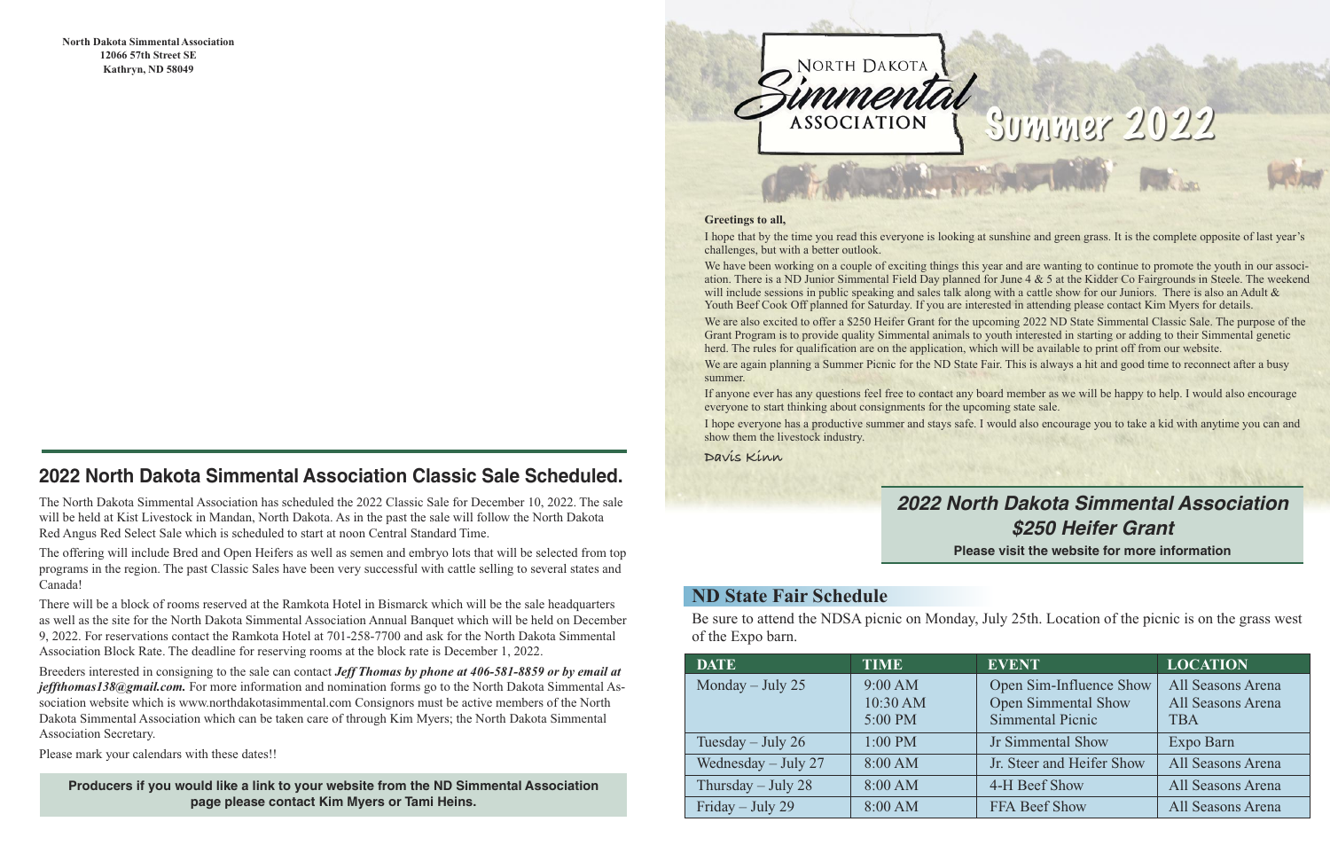**North Dakota Simmental Association**
**12066 57th Street SE**
**Kathryn, ND 58049**

## 2022 North Dakota Simmental Association Classic Sale Scheduled.

The North Dakota Simmental Association has scheduled the 2022 Classic Sale for December 10, 2022. The sale will be held at Kist Livestock in Mandan, North Dakota. As in the past the sale will follow the North Dakota Red Angus Red Select Sale which is scheduled to start at noon Central Standard Time.

The offering will include Bred and Open Heifers as well as semen and embryo lots that will be selected from top programs in the region. The past Classic Sales have been very successful with cattle selling to several states and Canada!

There will be a block of rooms reserved at the Ramkota Hotel in Bismarck which will be the sale headquarters as well as the site for the North Dakota Simmental Association Annual Banquet which will be held on December 9, 2022. For reservations contact the Ramkota Hotel at 701-258-7700 and ask for the North Dakota Simmental Association Block Rate. The deadline for reserving rooms at the block rate is December 1, 2022.

Breeders interested in consigning to the sale can contact ***Jeff Thomas by phone at 406-581-8859 or by email at jeffthomas138@gmail.com.*** For more information and nomination forms go to the North Dakota Simmental Association website which is www.northdakotasimmental.com Consignors must be active members of the North Dakota Simmental Association which can be taken care of through Kim Myers; the North Dakota Simmental Association Secretary.

Please mark your calendars with these dates!!

**Producers if you would like a link to your website from the ND Simmental Association page please contact Kim Myers or Tami Heins.**

# North Dakota Simmental Association

# Summer 2022

**Greetings to all,**

I hope that by the time you read this everyone is looking at sunshine and green grass. It is the complete opposite of last year's challenges, but with a better outlook.

We have been working on a couple of exciting things this year and are wanting to continue to promote the youth in our association. There is a ND Junior Simmental Field Day planned for June 4 & 5 at the Kidder Co Fairgrounds in Steele. The weekend will include sessions in public speaking and sales talk along with a cattle show for our Juniors. There is also an Adult & Youth Beef Cook Off planned for Saturday. If you are interested in attending please contact Kim Myers for details.

We are also excited to offer a $250 Heifer Grant for the upcoming 2022 ND State Simmental Classic Sale. The purpose of the Grant Program is to provide quality Simmental animals to youth interested in starting or adding to their Simmental genetic herd. The rules for qualification are on the application, which will be available to print off from our website.

We are again planning a Summer Picnic for the ND State Fair. This is always a hit and good time to reconnect after a busy summer.

If anyone ever has any questions feel free to contact any board member as we will be happy to help. I would also encourage everyone to start thinking about consignments for the upcoming state sale.

I hope everyone has a productive summer and stays safe. I would also encourage you to take a kid with anytime you can and show them the livestock industry.

Davis Kinn

## *2022 North Dakota Simmental Association $250 Heifer Grant*

**Please visit the website for more information**

## ND State Fair Schedule

Be sure to attend the NDSA picnic on Monday, July 25th. Location of the picnic is on the grass west of the Expo barn.

| DATE | TIME | EVENT | LOCATION |
|---|---|---|---|
| Monday – July 25 | 9:00 AM<br>10:30 AM<br>5:00 PM | Open Sim-Influence Show<br>Open Simmental Show<br>Simmental Picnic | All Seasons Arena<br>All Seasons Arena<br>TBA |
| Tuesday – July 26 | 1:00 PM | Jr Simmental Show | Expo Barn |
| Wednesday – July 27 | 8:00 AM | Jr. Steer and Heifer Show | All Seasons Arena |
| Thursday – July 28 | 8:00 AM | 4-H Beef Show | All Seasons Arena |
| Friday – July 29 | 8:00 AM | FFA Beef Show | All Seasons Arena |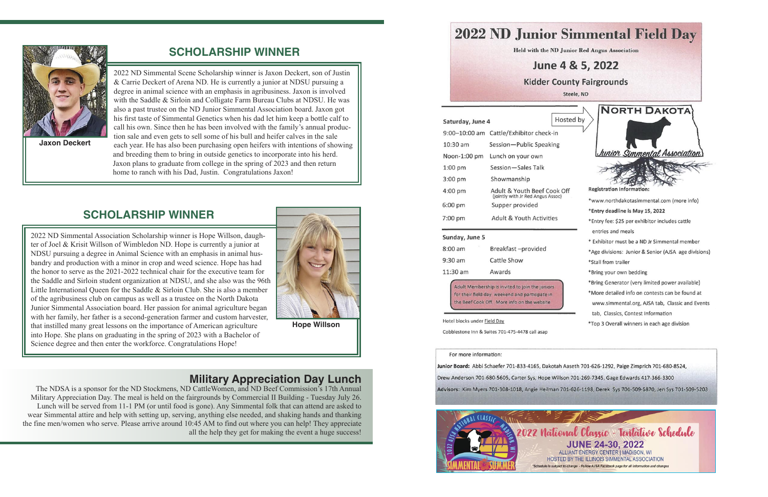## SCHOLARSHIP WINNER

**Jaxon Deckert**

2022 ND Simmental Scene Scholarship winner is Jaxon Deckert, son of Justin & Carrie Deckert of Arena ND. He is currently a junior at NDSU pursuing a degree in animal science with an emphasis in agribusiness. Jaxon is involved with the Saddle & Sirloin and Colligate Farm Bureau Clubs at NDSU. He was also a past trustee on the ND Junior Simmental Association board. Jaxon got his first taste of Simmental Genetics when his dad let him keep a bottle calf to call his own. Since then he has been involved with the family's annual production sale and even gets to sell some of his bull and heifer calves in the sale each year. He has also been purchasing open heifers with intentions of showing and breeding them to bring in outside genetics to incorporate into his herd. Jaxon plans to graduate from college in the spring of 2023 and then return home to ranch with his Dad, Justin. Congratulations Jaxon!

## SCHOLARSHIP WINNER

2022 ND Simmental Association Scholarship winner is Hope Willson, daughter of Joel & Krisit Willson of Wimbledon ND. Hope is currently a junior at NDSU pursuing a degree in Animal Science with an emphasis in animal husbandry and production with a minor in crop and weed science. Hope has had the honor to serve as the 2021-2022 technical chair for the executive team for the Saddle and Sirloin student organization at NDSU, and she also was the 96th Little International Queen for the Saddle & Sirloin Club. She is also a member of the agribusiness club on campus as well as a trustee on the North Dakota Junior Simmental Association board. Her passion for animal agriculture began with her family, her father is a second-generation farmer and custom harvester, that instilled many great lessons on the importance of American agriculture into Hope. She plans on graduating in the spring of 2023 with a Bachelor of Science degree and then enter the workforce. Congratulations Hope!

**Hope Willson**

## Military Appreciation Day Lunch

The NDSA is a sponsor for the ND Stockmens, ND CattleWomen, and ND Beef Commission's 17th Annual Military Appreciation Day. The meal is held on the fairgrounds by Commercial II Building - Tuesday July 26. Lunch will be served from 11-1 PM (or until food is gone). Any Simmental folk that can attend are asked to wear Simmental attire and help with setting up, serving, anything else needed, and shaking hands and thanking the fine men/women who serve. Please arrive around 10:45 AM to find out where you can help! They appreciate all the help they get for making the event a huge success!

# 2022 ND Junior Simmental Field Day

Held with the ND Junior Red Angus Association

**June 4 & 5, 2022**

**Kidder County Fairgrounds**

Steele, ND

Hosted by North Dakota Junior Simmental Association

**Saturday, June 4**

| | |
|---|---|
| 9:00–10:00 am | Cattle/Exhibitor check-in |
| 10:30 am | Session—Public Speaking |
| Noon-1:00 pm | Lunch on your own |
| 1:00 pm | Session—Sales Talk |
| 3:00 pm | Showmanship |
| 4:00 pm | Adult & Youth Beef Cook Off (jointly with Jr Red Angus Assoc) |
| 6:00 pm | Supper provided |
| 7:00 pm | Adult & Youth Activities |

**Sunday, June 5**

| | |
|---|---|
| 8:00 am | Breakfast –provided |
| 9:30 am | Cattle Show |
| 11:30 am | Awards |

Adult Membership is invited to join the juniors for their field day weekend and partcipate in the Beef Cook Off. More info on the website

Hotel blocks under Field Day

Cobblestone Inn & Suites 701-475-4478 call asap

**Registration Information:**

- *www.northdakotasimmental.com (more info)
- ***Entry deadline is May 15, 2022**
- *Entry fee: $25 per exhibitor includes cattle entries and meals
- * Exhibitor must be a ND Jr Simmental member
- *Age divisions: Junior & Senior (AJSA age divisions)
- *Stall from trailer
- *Bring your own bedding
- *Bring Generator (very limited power available)
- *More detailed info on contests can be found at www.simmental.org, AJSA tab, Classic and Events tab, Classics, Contest Information
- *Top 3 Overall winners in each age division

For more information:

**Junior Board:** Abbi Schaefer 701-833-4165, Dakotah Aaseth 701-626-1292, Paige Zimprich 701-680-8524, Drew Anderson 701-680-5605, Carter Sys, Hope Willson 701-269-7345, Gage Edwards 417-366-3300

**Advisors:** Kim Myers 701-308-1018, Angie Heilman 701-626-1198, Derek Sys 701-509-5870, Jen Sys 701-509-5203

## 2022 National Classic - Tentative Schedule

**JUNE 24-30, 2022**

ALLIANT ENERGY CENTER | MADISON, WI

HOSTED BY THE ILLINOIS SIMMENTAL ASSOCIATION

*Schedule is subject to change - Follow AJSA Facebook page for all information and changes